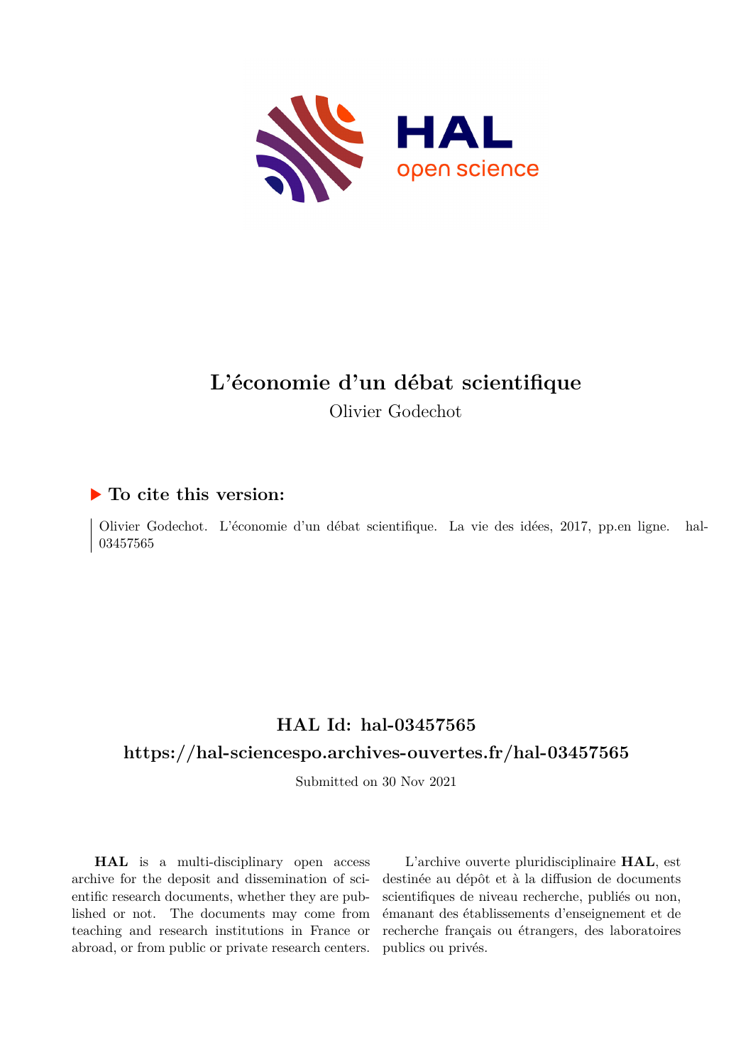# L'économie d'un débat scientifique

Olivier Godechot

## ▶ To cite this version:

Olivier Godechot. L'économie d'un débat scientifique. La vie des idées, 2017, pp.en ligne. hal-03457565

## HAL Id: hal-03457565

## https://hal-sciencespo.archives-ouvertes.fr/hal-03457565

Submitted on 30 Nov 2021

**HAL** is a multi-disciplinary open access archive for the deposit and dissemination of scientific research documents, whether they are published or not. The documents may come from teaching and research institutions in France or abroad, or from public or private research centers.

L'archive ouverte pluridisciplinaire **HAL**, est destinée au dépôt et à la diffusion de documents scientifiques de niveau recherche, publiés ou non, émanant des établissements d'enseignement et de recherche français ou étrangers, des laboratoires publics ou privés.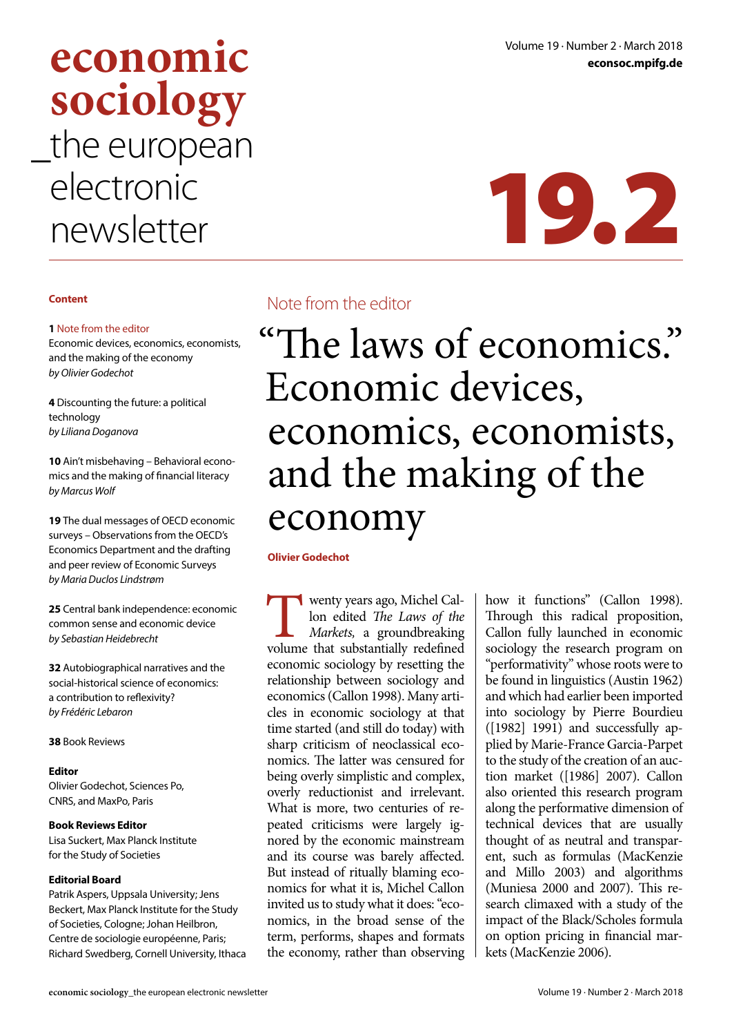# economic sociology
## _the european electronic newsletter

Volume 19 · Number 2 · March 2018
**econsoc.mpifg.de**

# 19.2

**Content**

**1** Note from the editor
Economic devices, economics, economists, and the making of the economy
*by Olivier Godechot*

**4** Discounting the future: a political technology
*by Liliana Doganova*

**10** Ain't misbehaving – Behavioral economics and the making of financial literacy
*by Marcus Wolf*

**19** The dual messages of OECD economic surveys – Observations from the OECD's Economics Department and the drafting and peer review of Economic Surveys
*by Maria Duclos Lindstrøm*

**25** Central bank independence: economic common sense and economic device
*by Sebastian Heidebrecht*

**32** Autobiographical narratives and the social-historical science of economics: a contribution to reflexivity?
*by Frédéric Lebaron*

**38** Book Reviews

**Editor**
Olivier Godechot, Sciences Po, CNRS, and MaxPo, Paris

**Book Reviews Editor**
Lisa Suckert, Max Planck Institute for the Study of Societies

**Editorial Board**
Patrik Aspers, Uppsala University; Jens Beckert, Max Planck Institute for the Study of Societies, Cologne; Johan Heilbron, Centre de sociologie européenne, Paris; Richard Swedberg, Cornell University, Ithaca

Note from the editor

# "The laws of economics." Economic devices, economics, economists, and the making of the economy

**Olivier Godechot**

Twenty years ago, Michel Callon edited *The Laws of the Markets,* a groundbreaking volume that substantially redefined economic sociology by resetting the relationship between sociology and economics (Callon 1998). Many articles in economic sociology at that time started (and still do today) with sharp criticism of neoclassical economics. The latter was censured for being overly simplistic and complex, overly reductionist and irrelevant. What is more, two centuries of repeated criticisms were largely ignored by the economic mainstream and its course was barely affected. But instead of ritually blaming economics for what it is, Michel Callon invited us to study what it does: "economics, in the broad sense of the term, performs, shapes and formats the economy, rather than observing how it functions" (Callon 1998). Through this radical proposition, Callon fully launched in economic sociology the research program on "performativity" whose roots were to be found in linguistics (Austin 1962) and which had earlier been imported into sociology by Pierre Bourdieu ([1982] 1991) and successfully applied by Marie-France Garcia-Parpet to the study of the creation of an auction market ([1986] 2007). Callon also oriented this research program along the performative dimension of technical devices that are usually thought of as neutral and transparent, such as formulas (MacKenzie and Millo 2003) and algorithms (Muniesa 2000 and 2007). This research climaxed with a study of the impact of the Black/Scholes formula on option pricing in financial markets (MacKenzie 2006).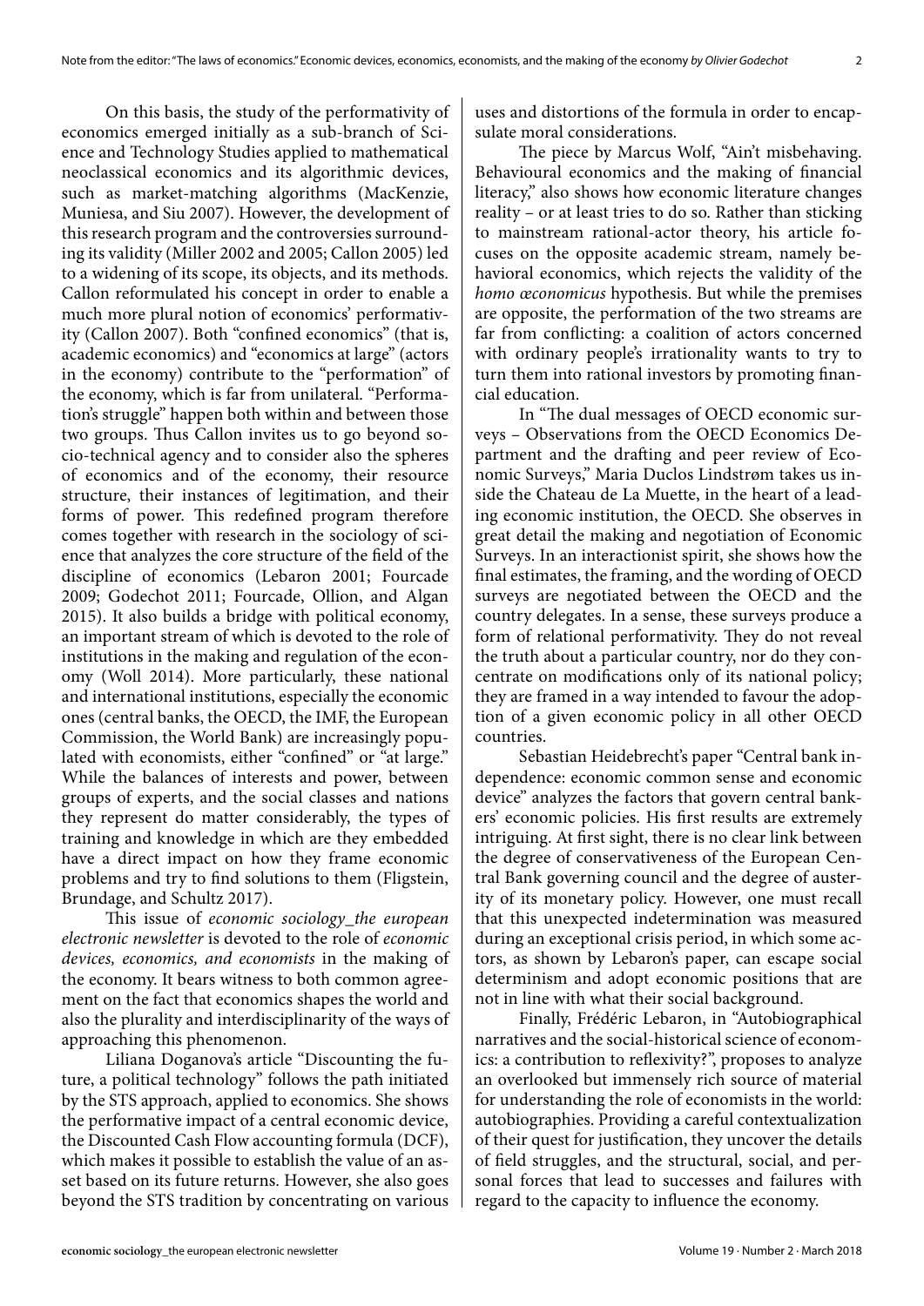On this basis, the study of the performativity of economics emerged initially as a sub-branch of Science and Technology Studies applied to mathematical neoclassical economics and its algorithmic devices, such as market-matching algorithms (MacKenzie, Muniesa, and Siu 2007). However, the development of this research program and the controversies surrounding its validity (Miller 2002 and 2005; Callon 2005) led to a widening of its scope, its objects, and its methods. Callon reformulated his concept in order to enable a much more plural notion of economics' performativity (Callon 2007). Both "confined economics" (that is, academic economics) and "economics at large" (actors in the economy) contribute to the "performation" of the economy, which is far from unilateral. "Performation's struggle" happen both within and between those two groups. Thus Callon invites us to go beyond socio-technical agency and to consider also the spheres of economics and of the economy, their resource structure, their instances of legitimation, and their forms of power. This redefined program therefore comes together with research in the sociology of science that analyzes the core structure of the field of the discipline of economics (Lebaron 2001; Fourcade 2009; Godechot 2011; Fourcade, Ollion, and Algan 2015). It also builds a bridge with political economy, an important stream of which is devoted to the role of institutions in the making and regulation of the economy (Woll 2014). More particularly, these national and international institutions, especially the economic ones (central banks, the OECD, the IMF, the European Commission, the World Bank) are increasingly populated with economists, either "confined" or "at large." While the balances of interests and power, between groups of experts, and the social classes and nations they represent do matter considerably, the types of training and knowledge in which are they embedded have a direct impact on how they frame economic problems and try to find solutions to them (Fligstein, Brundage, and Schultz 2017).

This issue of *economic sociology_the european electronic newsletter* is devoted to the role of *economic devices, economics, and economists* in the making of the economy. It bears witness to both common agreement on the fact that economics shapes the world and also the plurality and interdisciplinarity of the ways of approaching this phenomenon.

Liliana Doganova's article "Discounting the future, a political technology" follows the path initiated by the STS approach, applied to economics. She shows the performative impact of a central economic device, the Discounted Cash Flow accounting formula (DCF), which makes it possible to establish the value of an asset based on its future returns. However, she also goes beyond the STS tradition by concentrating on various uses and distortions of the formula in order to encapsulate moral considerations.

The piece by Marcus Wolf, "Ain't misbehaving. Behavioural economics and the making of financial literacy," also shows how economic literature changes reality – or at least tries to do so. Rather than sticking to mainstream rational-actor theory, his article focuses on the opposite academic stream, namely behavioral economics, which rejects the validity of the *homo œconomicus* hypothesis. But while the premises are opposite, the performation of the two streams are far from conflicting: a coalition of actors concerned with ordinary people's irrationality wants to try to turn them into rational investors by promoting financial education.

In "The dual messages of OECD economic surveys – Observations from the OECD Economics Department and the drafting and peer review of Economic Surveys," Maria Duclos Lindstrøm takes us inside the Chateau de La Muette, in the heart of a leading economic institution, the OECD. She observes in great detail the making and negotiation of Economic Surveys. In an interactionist spirit, she shows how the final estimates, the framing, and the wording of OECD surveys are negotiated between the OECD and the country delegates. In a sense, these surveys produce a form of relational performativity. They do not reveal the truth about a particular country, nor do they concentrate on modifications only of its national policy; they are framed in a way intended to favour the adoption of a given economic policy in all other OECD countries.

Sebastian Heidebrecht's paper "Central bank independence: economic common sense and economic device" analyzes the factors that govern central bankers' economic policies. His first results are extremely intriguing. At first sight, there is no clear link between the degree of conservativeness of the European Central Bank governing council and the degree of austerity of its monetary policy. However, one must recall that this unexpected indetermination was measured during an exceptional crisis period, in which some actors, as shown by Lebaron's paper, can escape social determinism and adopt economic positions that are not in line with what their social background.

Finally, Frédéric Lebaron, in "Autobiographical narratives and the social-historical science of economics: a contribution to reflexivity?", proposes to analyze an overlooked but immensely rich source of material for understanding the role of economists in the world: autobiographies. Providing a careful contextualization of their quest for justification, they uncover the details of field struggles, and the structural, social, and personal forces that lead to successes and failures with regard to the capacity to influence the economy.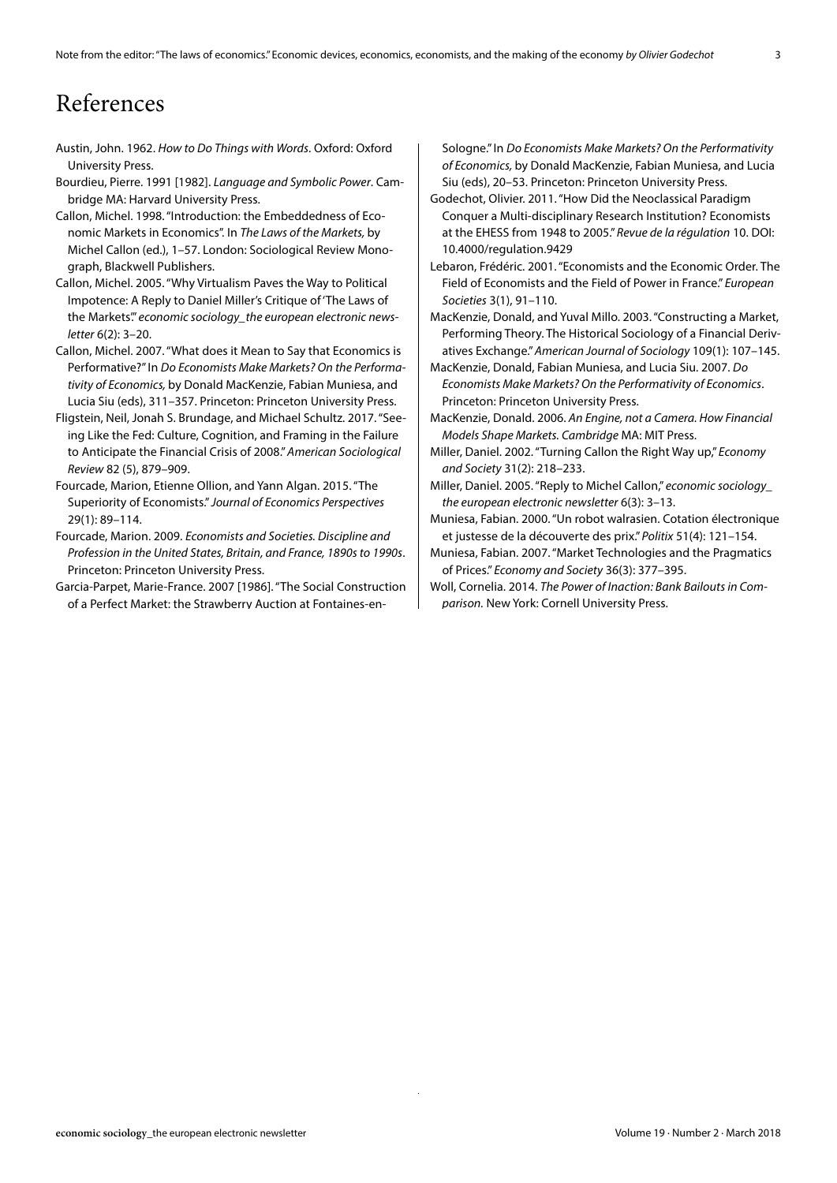# References

Austin, John. 1962. *How to Do Things with Words*. Oxford: Oxford University Press.

Bourdieu, Pierre. 1991 [1982]. *Language and Symbolic Power*. Cambridge MA: Harvard University Press.

Callon, Michel. 1998. "Introduction: the Embeddedness of Economic Markets in Economics". In *The Laws of the Markets,* by Michel Callon (ed.), 1–57. London: Sociological Review Monograph, Blackwell Publishers.

Callon, Michel. 2005. "Why Virtualism Paves the Way to Political Impotence: A Reply to Daniel Miller's Critique of 'The Laws of the Markets'." *economic sociology_the european electronic newsletter* 6(2): 3–20.

Callon, Michel. 2007. "What does it Mean to Say that Economics is Performative?" In *Do Economists Make Markets? On the Performativity of Economics,* by Donald MacKenzie, Fabian Muniesa, and Lucia Siu (eds), 311–357. Princeton: Princeton University Press.

Fligstein, Neil, Jonah S. Brundage, and Michael Schultz. 2017. "Seeing Like the Fed: Culture, Cognition, and Framing in the Failure to Anticipate the Financial Crisis of 2008." *American Sociological Review* 82 (5), 879–909.

Fourcade, Marion, Etienne Ollion, and Yann Algan. 2015. "The Superiority of Economists." *Journal of Economics Perspectives* 29(1): 89–114.

Fourcade, Marion. 2009. *Economists and Societies. Discipline and Profession in the United States, Britain, and France, 1890s to 1990s*. Princeton: Princeton University Press.

Garcia-Parpet, Marie-France. 2007 [1986]. "The Social Construction of a Perfect Market: the Strawberry Auction at Fontaines-en-Sologne." In *Do Economists Make Markets? On the Performativity of Economics,* by Donald MacKenzie, Fabian Muniesa, and Lucia Siu (eds), 20–53. Princeton: Princeton University Press.

Godechot, Olivier. 2011. "How Did the Neoclassical Paradigm Conquer a Multi-disciplinary Research Institution? Economists at the EHESS from 1948 to 2005." *Revue de la régulation* 10. DOI: 10.4000/regulation.9429

Lebaron, Frédéric. 2001. "Economists and the Economic Order. The Field of Economists and the Field of Power in France." *European Societies* 3(1), 91–110.

MacKenzie, Donald, and Yuval Millo. 2003. "Constructing a Market, Performing Theory. The Historical Sociology of a Financial Derivatives Exchange." *American Journal of Sociology* 109(1): 107–145.

MacKenzie, Donald, Fabian Muniesa, and Lucia Siu. 2007. *Do Economists Make Markets? On the Performativity of Economics*. Princeton: Princeton University Press.

MacKenzie, Donald. 2006. *An Engine, not a Camera. How Financial Models Shape Markets. Cambridge* MA: MIT Press.

Miller, Daniel. 2002. "Turning Callon the Right Way up," *Economy and Society* 31(2): 218–233.

Miller, Daniel. 2005. "Reply to Michel Callon," *economic sociology_the european electronic newsletter* 6(3): 3–13.

Muniesa, Fabian. 2000. "Un robot walrasien. Cotation électronique et justesse de la découverte des prix." *Politix* 51(4): 121–154.

Muniesa, Fabian. 2007. "Market Technologies and the Pragmatics of Prices." *Economy and Society* 36(3): 377–395.

Woll, Cornelia. 2014. *The Power of Inaction: Bank Bailouts in Comparison.* New York: Cornell University Press.